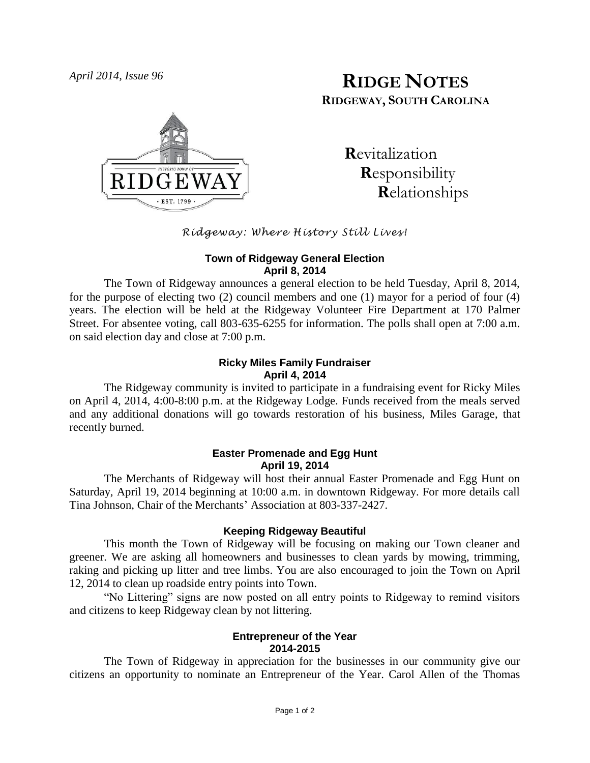*April 2014, Issue 96*

# RIDGE NOTES
## RIDGEWAY, SOUTH CAROLINA

**R**evitalization
**R**esponsibility
**R**elationships

*Ridgeway: Where History Still Lives!*

### Town of Ridgeway General Election
**April 8, 2014**

The Town of Ridgeway announces a general election to be held Tuesday, April 8, 2014, for the purpose of electing two (2) council members and one (1) mayor for a period of four (4) years. The election will be held at the Ridgeway Volunteer Fire Department at 170 Palmer Street. For absentee voting, call 803-635-6255 for information. The polls shall open at 7:00 a.m. on said election day and close at 7:00 p.m.

### Ricky Miles Family Fundraiser
**April 4, 2014**

The Ridgeway community is invited to participate in a fundraising event for Ricky Miles on April 4, 2014, 4:00-8:00 p.m. at the Ridgeway Lodge. Funds received from the meals served and any additional donations will go towards restoration of his business, Miles Garage, that recently burned.

### Easter Promenade and Egg Hunt
**April 19, 2014**

The Merchants of Ridgeway will host their annual Easter Promenade and Egg Hunt on Saturday, April 19, 2014 beginning at 10:00 a.m. in downtown Ridgeway. For more details call Tina Johnson, Chair of the Merchants' Association at 803-337-2427.

### Keeping Ridgeway Beautiful

This month the Town of Ridgeway will be focusing on making our Town cleaner and greener. We are asking all homeowners and businesses to clean yards by mowing, trimming, raking and picking up litter and tree limbs. You are also encouraged to join the Town on April 12, 2014 to clean up roadside entry points into Town.

"No Littering" signs are now posted on all entry points to Ridgeway to remind visitors and citizens to keep Ridgeway clean by not littering.

### Entrepreneur of the Year
**2014-2015**

The Town of Ridgeway in appreciation for the businesses in our community give our citizens an opportunity to nominate an Entrepreneur of the Year. Carol Allen of the Thomas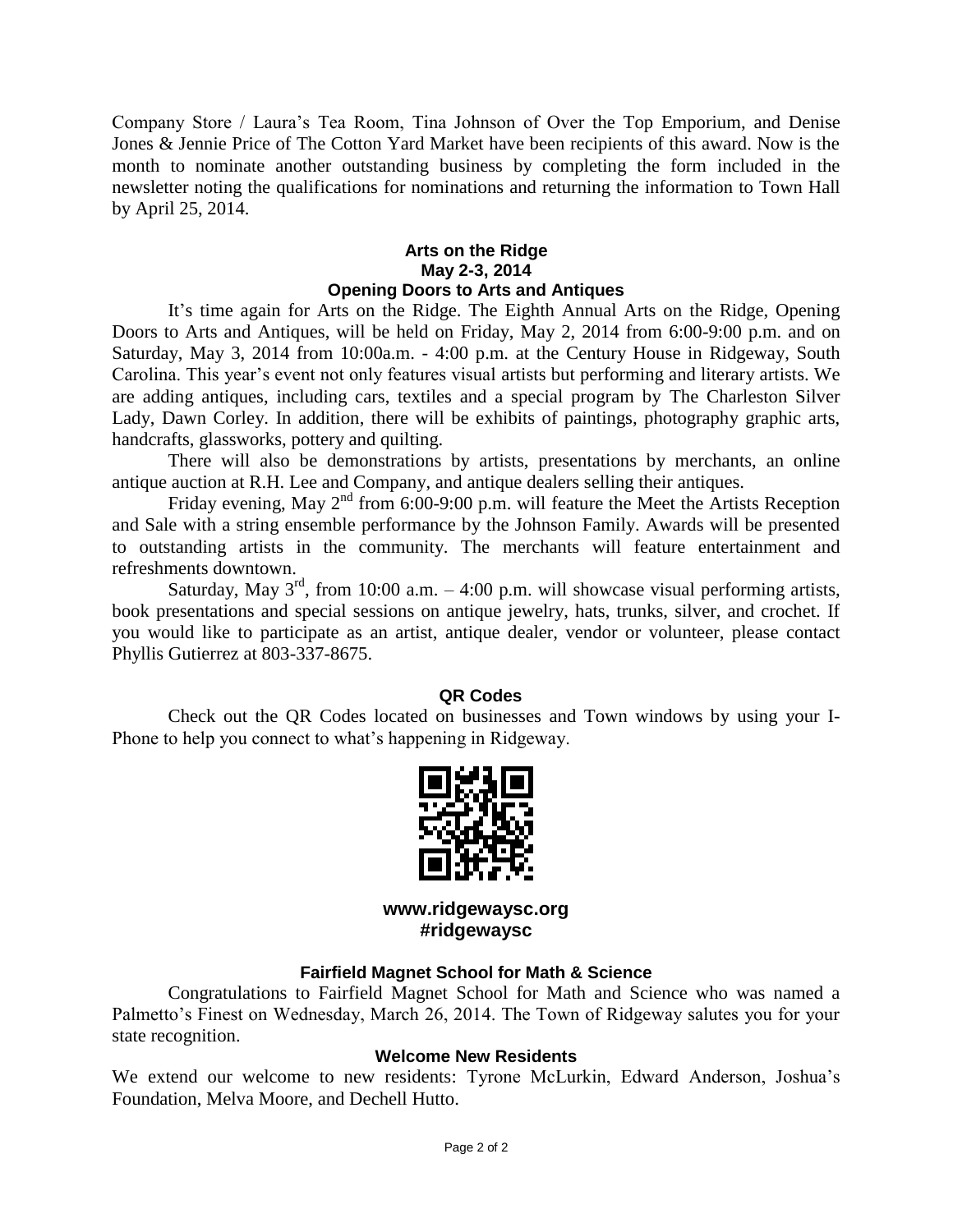Company Store / Laura's Tea Room, Tina Johnson of Over the Top Emporium, and Denise Jones & Jennie Price of The Cotton Yard Market have been recipients of this award. Now is the month to nominate another outstanding business by completing the form included in the newsletter noting the qualifications for nominations and returning the information to Town Hall by April 25, 2014.

**Arts on the Ridge**
**May 2-3, 2014**
**Opening Doors to Arts and Antiques**

It's time again for Arts on the Ridge. The Eighth Annual Arts on the Ridge, Opening Doors to Arts and Antiques, will be held on Friday, May 2, 2014 from 6:00-9:00 p.m. and on Saturday, May 3, 2014 from 10:00a.m. - 4:00 p.m. at the Century House in Ridgeway, South Carolina. This year's event not only features visual artists but performing and literary artists. We are adding antiques, including cars, textiles and a special program by The Charleston Silver Lady, Dawn Corley. In addition, there will be exhibits of paintings, photography graphic arts, handcrafts, glassworks, pottery and quilting.

There will also be demonstrations by artists, presentations by merchants, an online antique auction at R.H. Lee and Company, and antique dealers selling their antiques.

Friday evening, May 2nd from 6:00-9:00 p.m. will feature the Meet the Artists Reception and Sale with a string ensemble performance by the Johnson Family. Awards will be presented to outstanding artists in the community. The merchants will feature entertainment and refreshments downtown.

Saturday, May 3rd, from 10:00 a.m. – 4:00 p.m. will showcase visual performing artists, book presentations and special sessions on antique jewelry, hats, trunks, silver, and crochet. If you would like to participate as an artist, antique dealer, vendor or volunteer, please contact Phyllis Gutierrez at 803-337-8675.

**QR Codes**

Check out the QR Codes located on businesses and Town windows by using your I-Phone to help you connect to what's happening in Ridgeway.

**www.ridgewaysc.org**
**#ridgewaysc**

**Fairfield Magnet School for Math & Science**

Congratulations to Fairfield Magnet School for Math and Science who was named a Palmetto's Finest on Wednesday, March 26, 2014. The Town of Ridgeway salutes you for your state recognition.

**Welcome New Residents**

We extend our welcome to new residents: Tyrone McLurkin, Edward Anderson, Joshua's Foundation, Melva Moore, and Dechell Hutto.